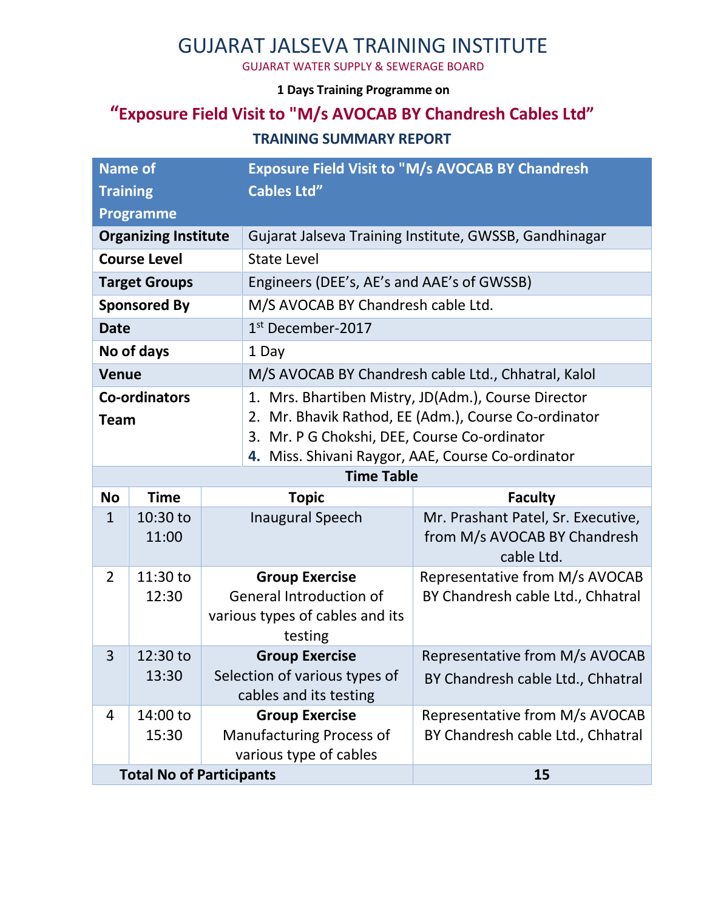# GUJARAT JALSEVA TRAINING INSTITUTE

GUJARAT WATER SUPPLY & SEWERAGE BOARD

**1 Days Training Programme on**

## "Exposure Field Visit to "M/s AVOCAB BY Chandresh Cables Ltd"

### TRAINING SUMMARY REPORT

| Name of Training Programme | Exposure Field Visit to "M/s AVOCAB BY Chandresh Cables Ltd" |
|---|---|
| **Organizing Institute** | Gujarat Jalseva Training Institute, GWSSB, Gandhinagar |
| **Course Level** | State Level |
| **Target Groups** | Engineers (DEE's, AE's and AAE's of GWSSB) |
| **Sponsored By** | M/S AVOCAB BY Chandresh cable Ltd. |
| **Date** | 1st December-2017 |
| **No of days** | 1 Day |
| **Venue** | M/S AVOCAB BY Chandresh cable Ltd., Chhatral, Kalol |
| **Co-ordinators Team** | 1. Mrs. Bhartiben Mistry, JD(Adm.), Course Director<br>2. Mr. Bhavik Rathod, EE (Adm.), Course Co-ordinator<br>3. Mr. P G Chokshi, DEE, Course Co-ordinator<br>4. Miss. Shivani Raygor, AAE, Course Co-ordinator |

**Time Table**

| No | Time | Topic | Faculty |
|---|---|---|---|
| 1 | 10:30 to 11:00 | Inaugural Speech | Mr. Prashant Patel, Sr. Executive, from M/s AVOCAB BY Chandresh cable Ltd. |
| 2 | 11:30 to 12:30 | **Group Exercise**<br>General Introduction of various types of cables and its testing | Representative from M/s AVOCAB BY Chandresh cable Ltd., Chhatral |
| 3 | 12:30 to 13:30 | **Group Exercise**<br>Selection of various types of cables and its testing | Representative from M/s AVOCAB BY Chandresh cable Ltd., Chhatral |
| 4 | 14:00 to 15:30 | **Group Exercise**<br>Manufacturing Process of various type of cables | Representative from M/s AVOCAB BY Chandresh cable Ltd., Chhatral |
| **Total No of Participants** | | | **15** |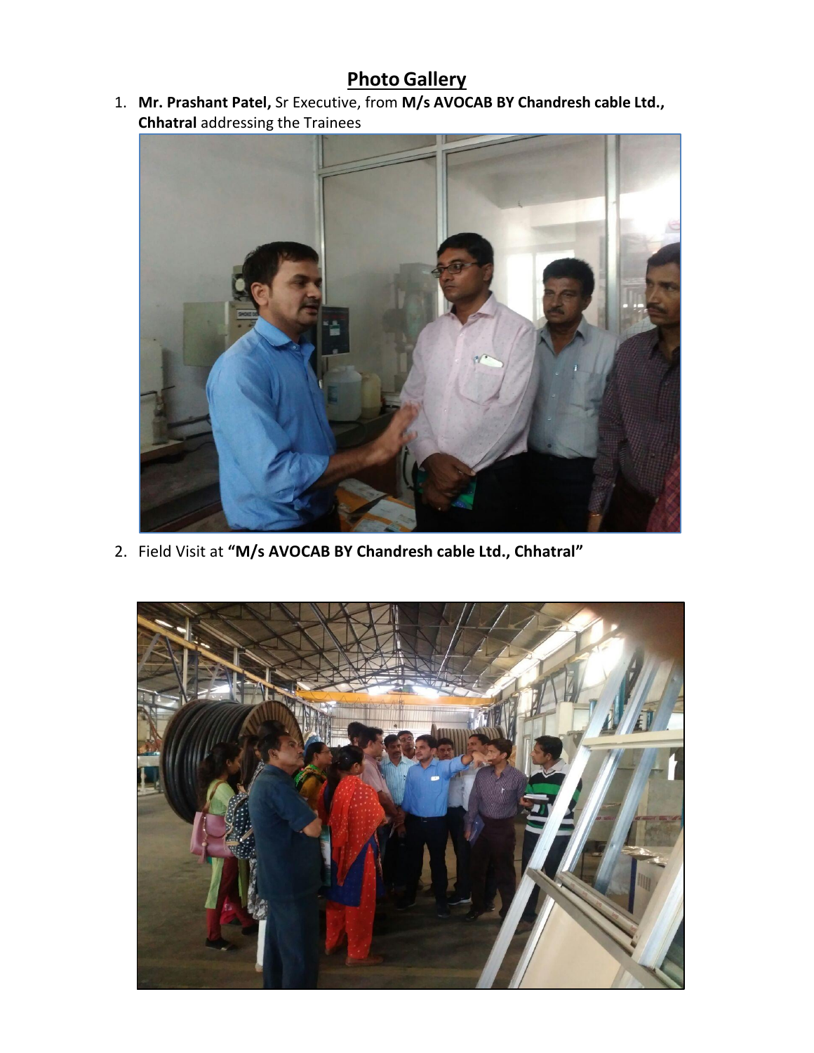# Photo Gallery

1. **Mr. Prashant Patel,** Sr Executive, from **M/s AVOCAB BY Chandresh cable Ltd., Chhatral** addressing the Trainees

2. Field Visit at **"M/s AVOCAB BY Chandresh cable Ltd., Chhatral"**